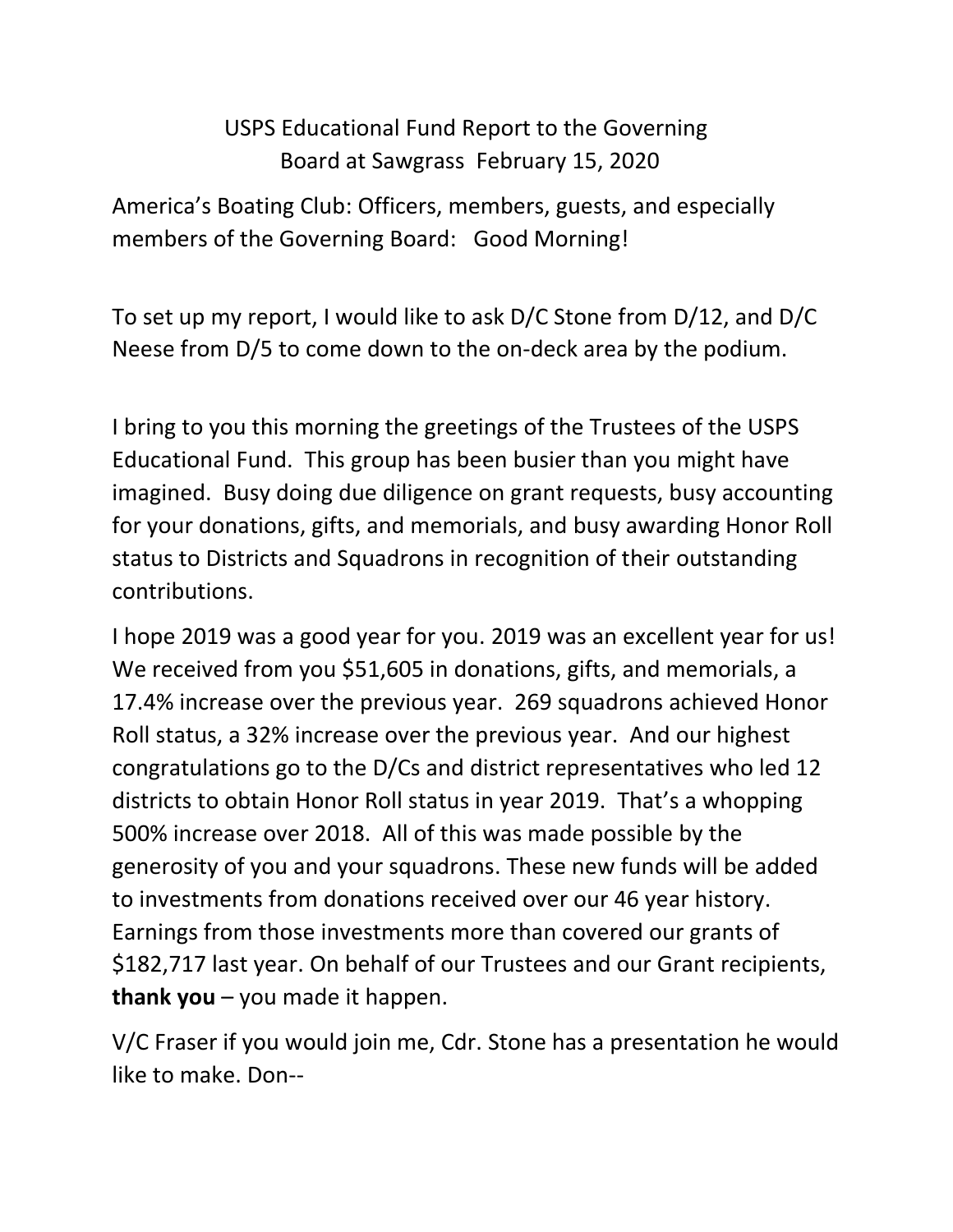# USPS Educational Fund Report to the Governing Board at Sawgrass February 15, 2020

America's Boating Club: Officers, members, guests, and especially members of the Governing Board: Good Morning!

To set up my report, I would like to ask D/C Stone from D/12, and D/C Neese from D/5 to come down to the on-deck area by the podium.

I bring to you this morning the greetings of the Trustees of the USPS Educational Fund. This group has been busier than you might have imagined. Busy doing due diligence on grant requests, busy accounting for your donations, gifts, and memorials, and busy awarding Honor Roll status to Districts and Squadrons in recognition of their outstanding contributions.

I hope 2019 was a good year for you. 2019 was an excellent year for us! We received from you $51,605 in donations, gifts, and memorials, a 17.4% increase over the previous year. 269 squadrons achieved Honor Roll status, a 32% increase over the previous year. And our highest congratulations go to the D/Cs and district representatives who led 12 districts to obtain Honor Roll status in year 2019. That's a whopping 500% increase over 2018. All of this was made possible by the generosity of you and your squadrons. These new funds will be added to investments from donations received over our 46 year history. Earnings from those investments more than covered our grants of $182,717 last year. On behalf of our Trustees and our Grant recipients, **thank you** – you made it happen.

V/C Fraser if you would join me, Cdr. Stone has a presentation he would like to make. Don--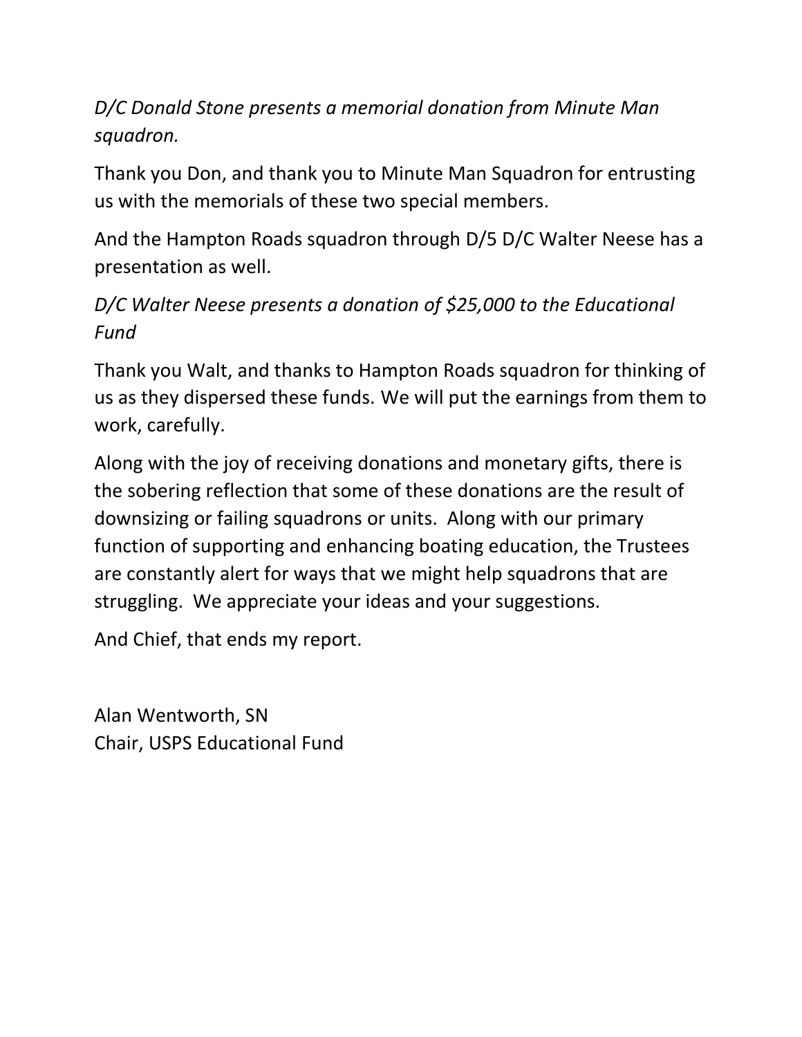*D/C Donald Stone presents a memorial donation from Minute Man squadron.*

Thank you Don, and thank you to Minute Man Squadron for entrusting us with the memorials of these two special members.

And the Hampton Roads squadron through D/5 D/C Walter Neese has a presentation as well.

*D/C Walter Neese presents a donation of $25,000 to the Educational Fund*

Thank you Walt, and thanks to Hampton Roads squadron for thinking of us as they dispersed these funds. We will put the earnings from them to work, carefully.

Along with the joy of receiving donations and monetary gifts, there is the sobering reflection that some of these donations are the result of downsizing or failing squadrons or units. Along with our primary function of supporting and enhancing boating education, the Trustees are constantly alert for ways that we might help squadrons that are struggling. We appreciate your ideas and your suggestions.

And Chief, that ends my report.

Alan Wentworth, SN
Chair, USPS Educational Fund